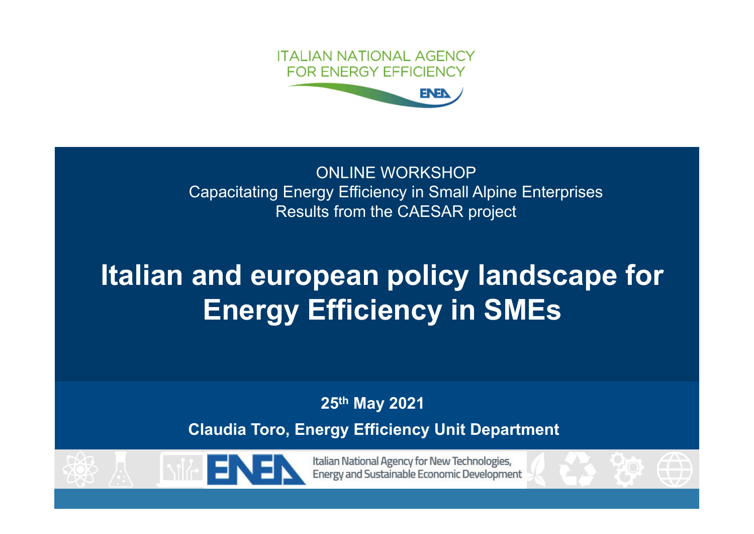ITALIAN NATIONAL AGENCY
FOR ENERGY EFFICIENCY

ONLINE WORKSHOP
Capacitating Energy Efficiency in Small Alpine Enterprises
Results from the CAESAR project

# Italian and european policy landscape for Energy Efficiency in SMEs

**25th May 2021**

**Claudia Toro, Energy Efficiency Unit Department**

Italian National Agency for New Technologies, Energy and Sustainable Economic Development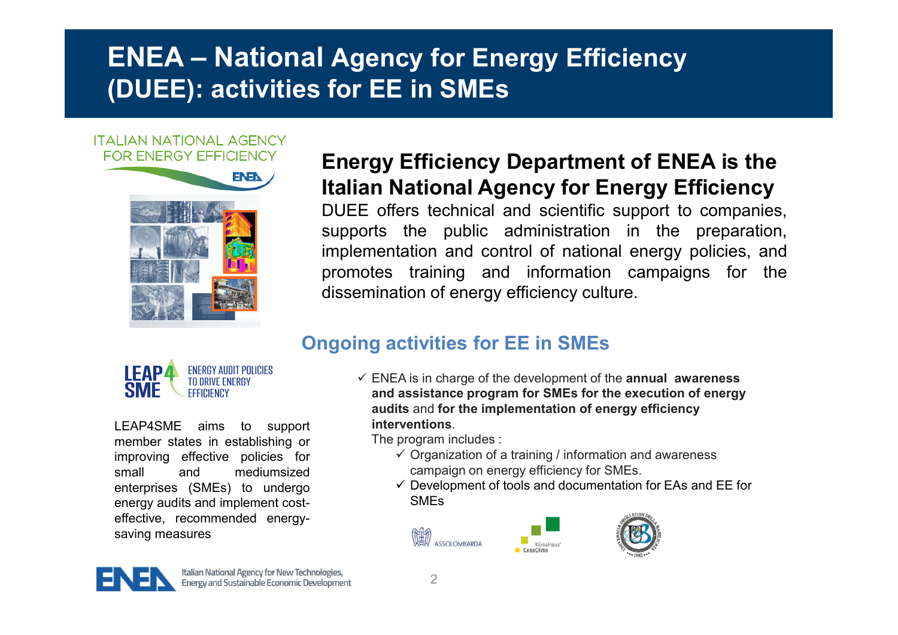# ENEA – National Agency for Energy Efficiency (DUEE): activities for EE in SMEs

ITALIAN NATIONAL AGENCY FOR ENERGY EFFICIENCY

## Energy Efficiency Department of ENEA is the Italian National Agency for Energy Efficiency

DUEE offers technical and scientific support to companies, supports the public administration in the preparation, implementation and control of national energy policies, and promotes training and information campaigns for the dissemination of energy efficiency culture.

LEAP4SME – ENERGY AUDIT POLICIES TO DRIVE ENERGY EFFICIENCY

LEAP4SME aims to support member states in establishing or improving effective policies for small and mediumsized enterprises (SMEs) to undergo energy audits and implement cost-effective, recommended energy-saving measures

## Ongoing activities for EE in SMEs

- ✓ ENEA is in charge of the development of the **annual awareness and assistance program for SMEs for the execution of energy audits** and **for the implementation of energy efficiency interventions**.

  The program includes :
  - ✓ Organization of a training / information and awareness campaign on energy efficiency for SMEs.
  - ✓ Development of tools and documentation for EAs and EE for SMEs

ASSOLOMBARDA · KlimaHaus CasaClima

Italian National Agency for New Technologies, Energy and Sustainable Economic Development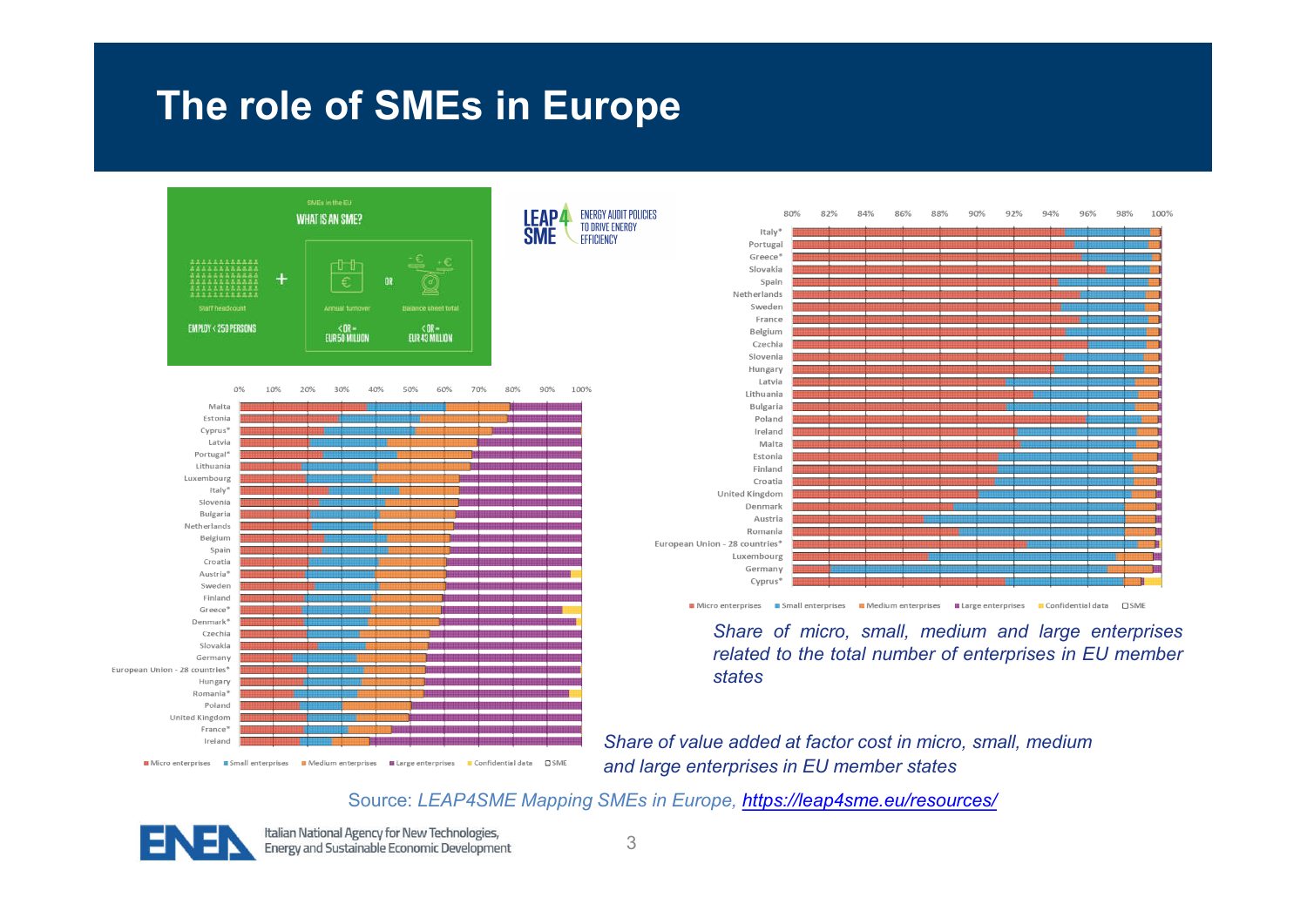# The role of SMEs in Europe

SMEs in the EU

WHAT IS AN SME?

Staff headcount — EMPLOY < 250 PERSONS

+

Annual turnover — < OR = EUR 50 MILLION

OR

Balance sheet total — < OR = EUR 43 MILLION

LEAP4SME — ENERGY AUDIT POLICIES TO DRIVE ENERGY EFFICIENCY

*Share of micro, small, medium and large enterprises related to the total number of enterprises in EU member states*

*Share of value added at factor cost in micro, small, medium and large enterprises in EU member states*

Source: *LEAP4SME Mapping SMEs in Europe, [https://leap4sme.eu/resources/](https://leap4sme.eu/resources/)*

Italian National Agency for New Technologies, Energy and Sustainable Economic Development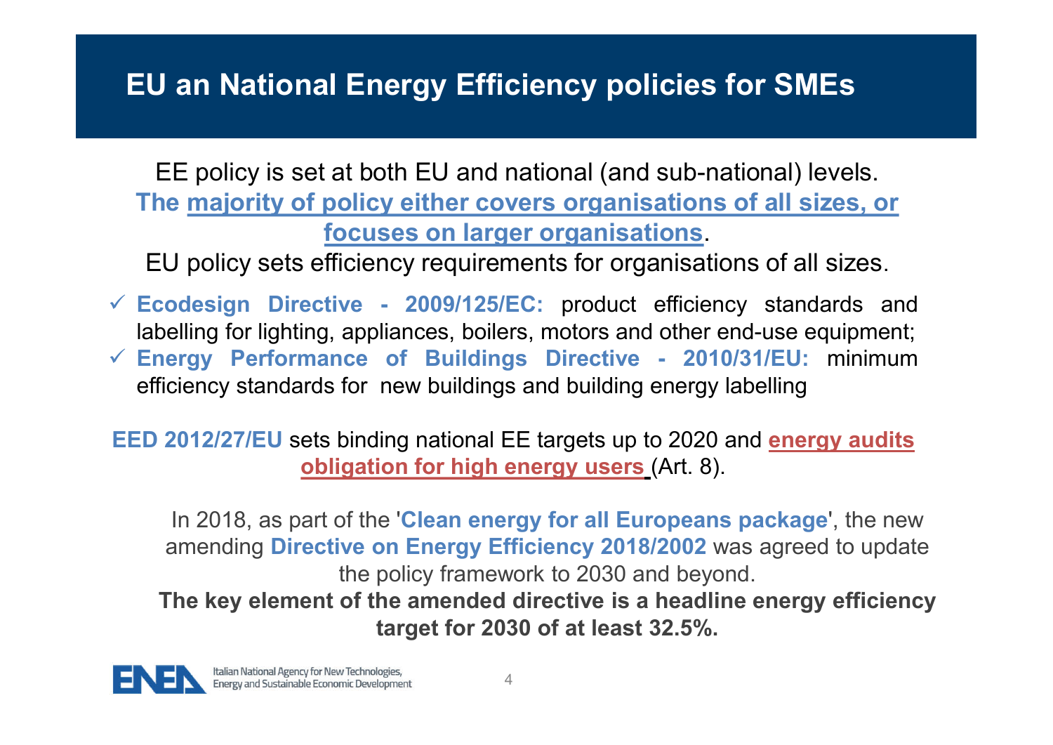# EU an National Energy Efficiency policies for SMEs

EE policy is set at both EU and national (and sub-national) levels.
**The majority of policy either covers organisations of all sizes, or focuses on larger organisations**.
EU policy sets efficiency requirements for organisations of all sizes.

- ✓ **Ecodesign Directive - 2009/125/EC:** product efficiency standards and labelling for lighting, appliances, boilers, motors and other end-use equipment;
- ✓ **Energy Performance of Buildings Directive - 2010/31/EU:** minimum efficiency standards for new buildings and building energy labelling

**EED 2012/27/EU** sets binding national EE targets up to 2020 and **energy audits obligation for high energy users** (Art. 8).

In 2018, as part of the '**Clean energy for all Europeans package**', the new amending **Directive on Energy Efficiency 2018/2002** was agreed to update the policy framework to 2030 and beyond.
**The key element of the amended directive is a headline energy efficiency target for 2030 of at least 32.5%.**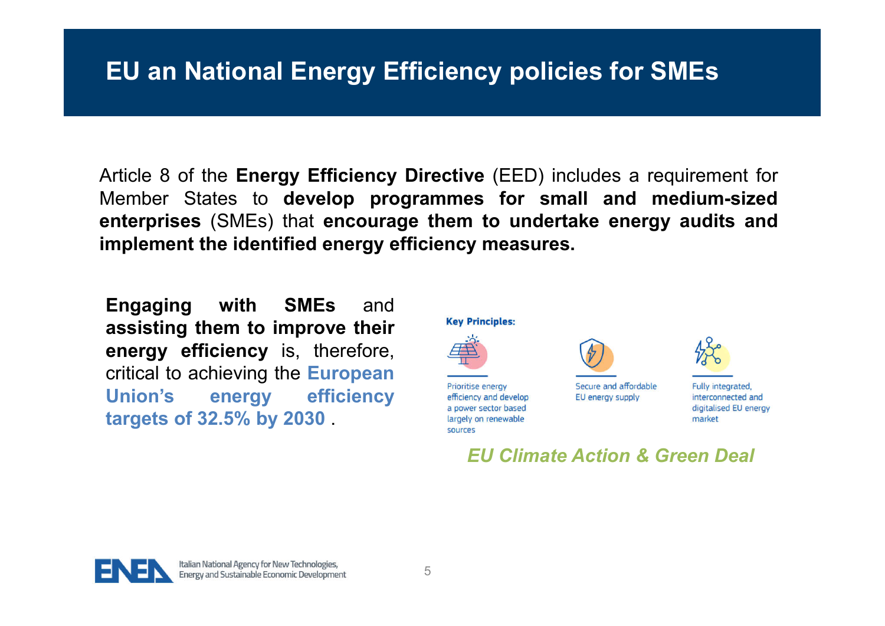# EU an National Energy Efficiency policies for SMEs

Article 8 of the **Energy Efficiency Directive** (EED) includes a requirement for Member States to **develop programmes for small and medium-sized enterprises** (SMEs) that **encourage them to undertake energy audits and implement the identified energy efficiency measures.**

**Engaging with SMEs** and **assisting them to improve their energy efficiency** is, therefore, critical to achieving the **European Union's energy efficiency targets of 32.5% by 2030** .

**Key Principles:**

- Prioritise energy efficiency and develop a power sector based largely on renewable sources
- Secure and affordable EU energy supply
- Fully integrated, interconnected and digitalised EU energy market

*EU Climate Action & Green Deal*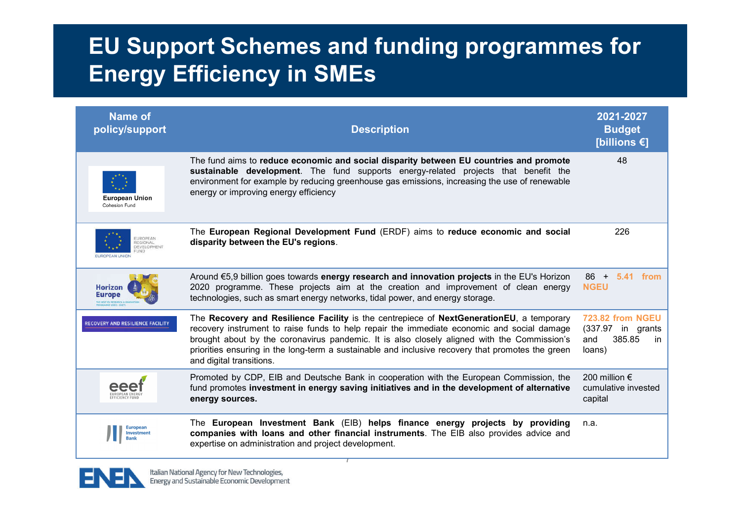# EU Support Schemes and funding programmes for Energy Efficiency in SMEs

| Name of policy/support | Description | 2021-2027 Budget [billions €] |
|---|---|---|
| European Union Cohesion Fund | The fund aims to **reduce economic and social disparity between EU countries and promote sustainable development**. The fund supports energy-related projects that benefit the environment for example by reducing greenhouse gas emissions, increasing the use of renewable energy or improving energy efficiency | 48 |
| European Union European Regional Development Fund | The **European Regional Development Fund** (ERDF) aims to **reduce economic and social disparity between the EU's regions**. | 226 |
| Horizon Europe | Around €5,9 billion goes towards **energy research and innovation projects** in the EU's Horizon 2020 programme. These projects aim at the creation and improvement of clean energy technologies, such as smart energy networks, tidal power, and energy storage. | 86 + **5.41 from NGEU** |
| Recovery and Resilience Facility | The **Recovery and Resilience Facility** is the centrepiece of **NextGenerationEU**, a temporary recovery instrument to raise funds to help repair the immediate economic and social damage brought about by the coronavirus pandemic. It is also closely aligned with the Commission's priorities ensuring in the long-term a sustainable and inclusive recovery that promotes the green and digital transitions. | **723.82 from NGEU** (337.97 in grants and 385.85 in loans) |
| eeef European Energy Efficiency Fund | Promoted by CDP, EIB and Deutsche Bank in cooperation with the European Commission, the fund promotes **investment in energy saving initiatives and in the development of alternative energy sources.** | 200 million € cumulative invested capital |
| European Investment Bank | The **European Investment Bank** (EIB) **helps finance energy projects by providing companies with loans and other financial instruments**. The EIB also provides advice and expertise on administration and project development. | n.a. |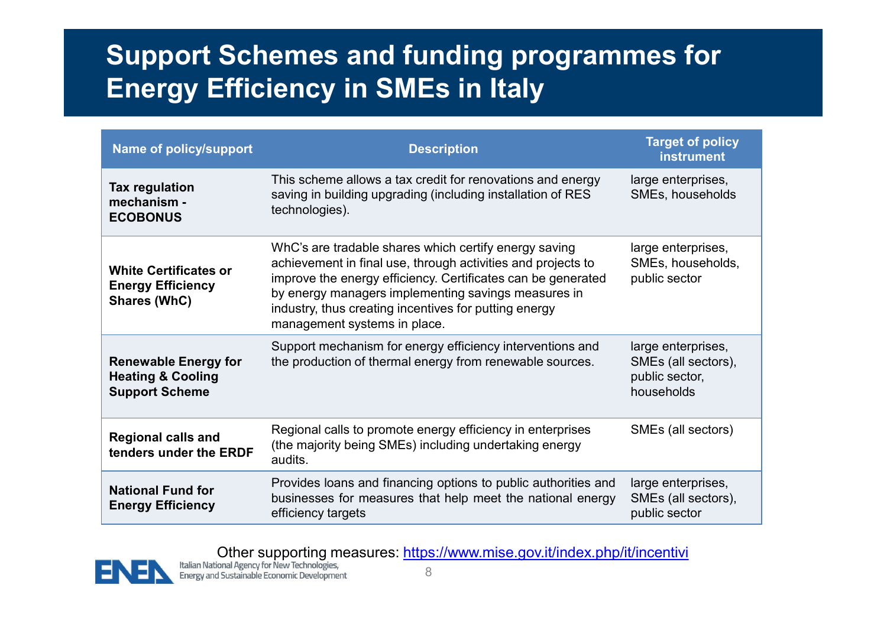# Support Schemes and funding programmes for Energy Efficiency in SMEs in Italy

| Name of policy/support | Description | Target of policy instrument |
|---|---|---|
| **Tax regulation mechanism - ECOBONUS** | This scheme allows a tax credit for renovations and energy saving in building upgrading (including installation of RES technologies). | large enterprises, SMEs, households |
| **White Certificates or Energy Efficiency Shares (WhC)** | WhC's are tradable shares which certify energy saving achievement in final use, through activities and projects to improve the energy efficiency. Certificates can be generated by energy managers implementing savings measures in industry, thus creating incentives for putting energy management systems in place. | large enterprises, SMEs, households, public sector |
| **Renewable Energy for Heating & Cooling Support Scheme** | Support mechanism for energy efficiency interventions and the production of thermal energy from renewable sources. | large enterprises, SMEs (all sectors), public sector, households |
| **Regional calls and tenders under the ERDF** | Regional calls to promote energy efficiency in enterprises (the majority being SMEs) including undertaking energy audits. | SMEs (all sectors) |
| **National Fund for Energy Efficiency** | Provides loans and financing options to public authorities and businesses for measures that help meet the national energy efficiency targets | large enterprises, SMEs (all sectors), public sector |

Other supporting measures: https://www.mise.gov.it/index.php/it/incentivi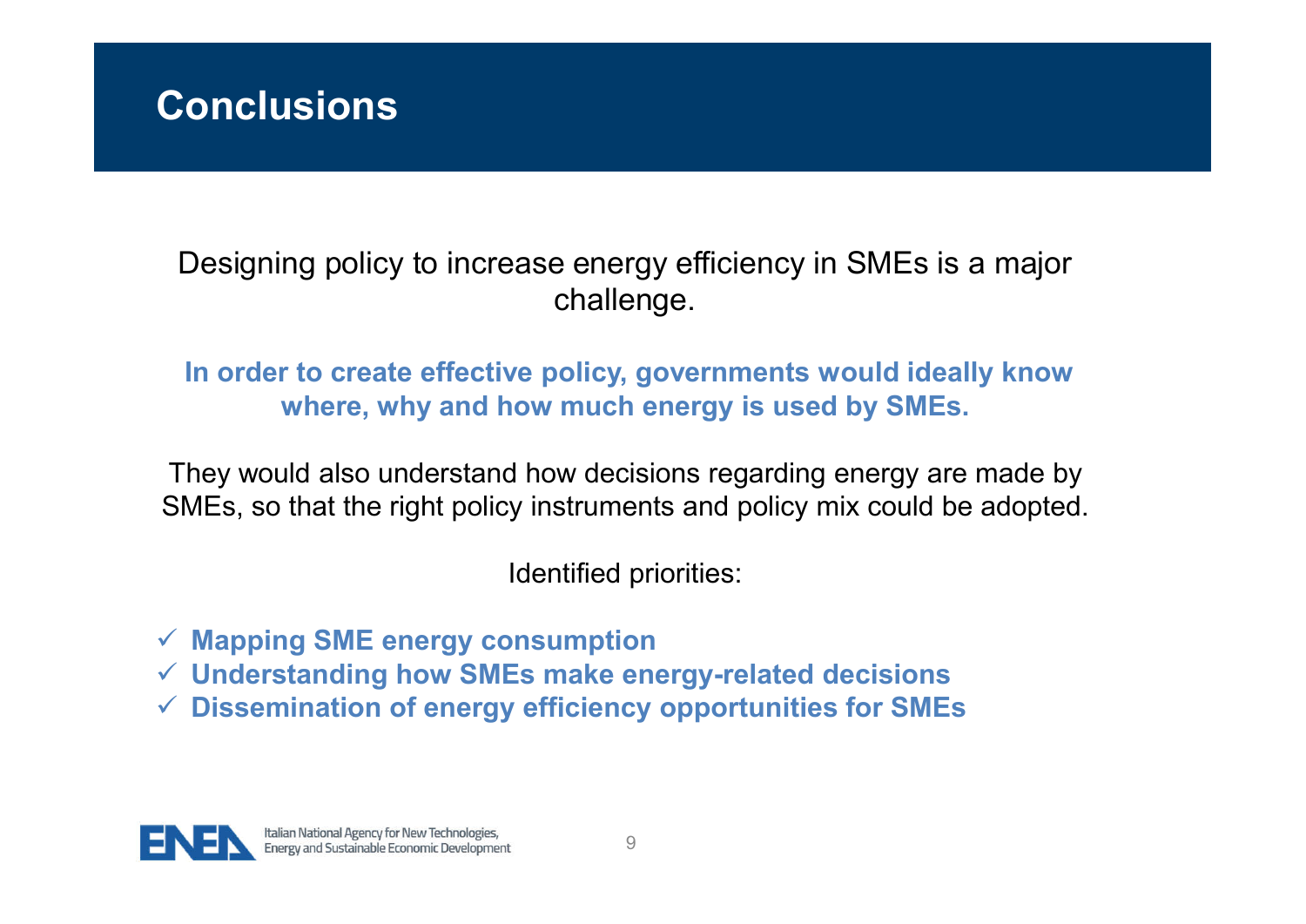# Conclusions

Designing policy to increase energy efficiency in SMEs is a major challenge.

**In order to create effective policy, governments would ideally know where, why and how much energy is used by SMEs.**

They would also understand how decisions regarding energy are made by SMEs, so that the right policy instruments and policy mix could be adopted.

Identified priorities:

- ✓ **Mapping SME energy consumption**
- ✓ **Understanding how SMEs make energy-related decisions**
- ✓ **Dissemination of energy efficiency opportunities for SMEs**

ENEA Italian National Agency for New Technologies, Energy and Sustainable Economic Development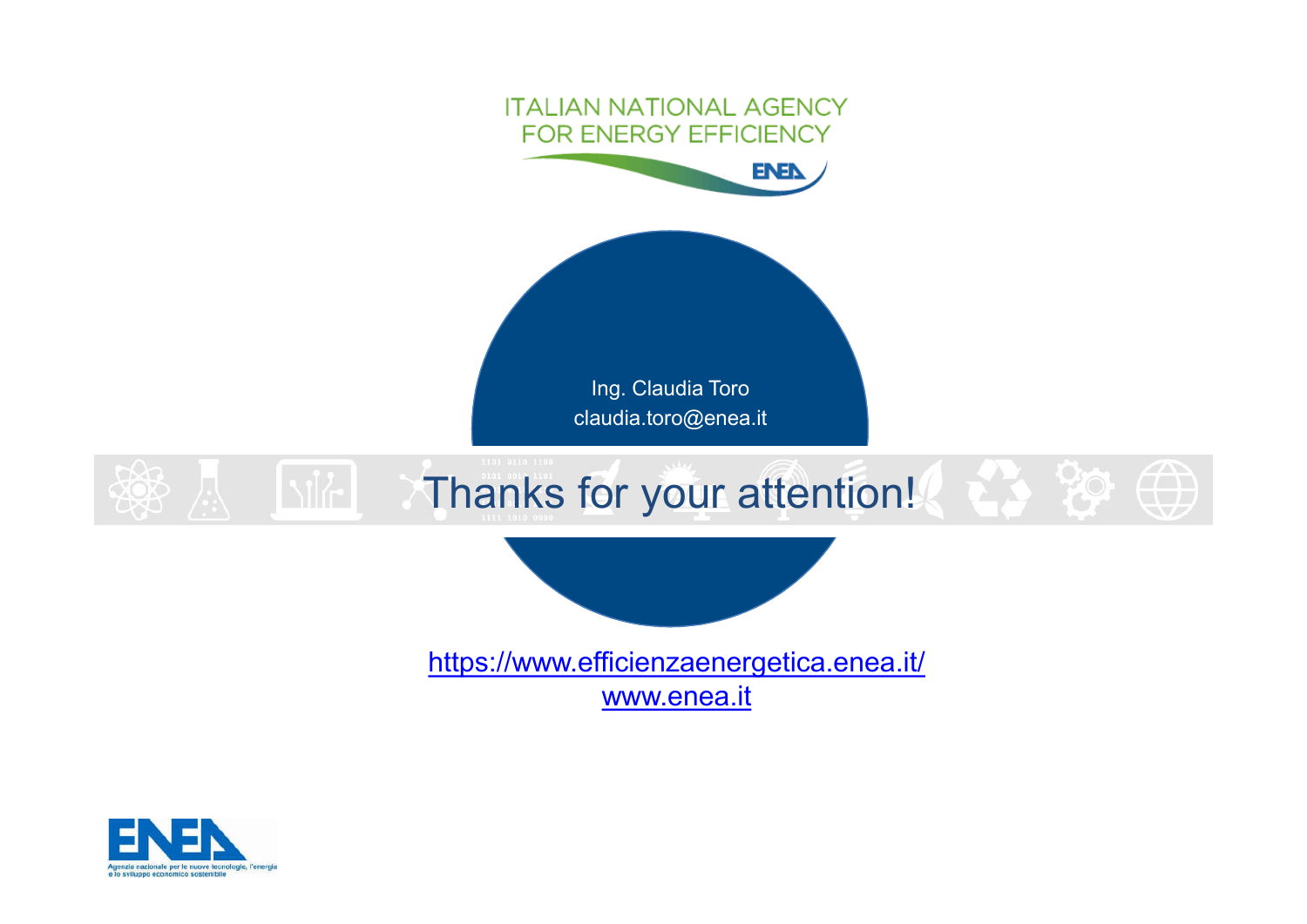ITALIAN NATIONAL AGENCY
FOR ENERGY EFFICIENCY

Ing. Claudia Toro
claudia.toro@enea.it

# Thanks for your attention!

https://www.efficienzaenergetica.enea.it/
www.enea.it

Agenzia nazionale per le nuove tecnologie, l'energia e lo sviluppo economico sostenibile